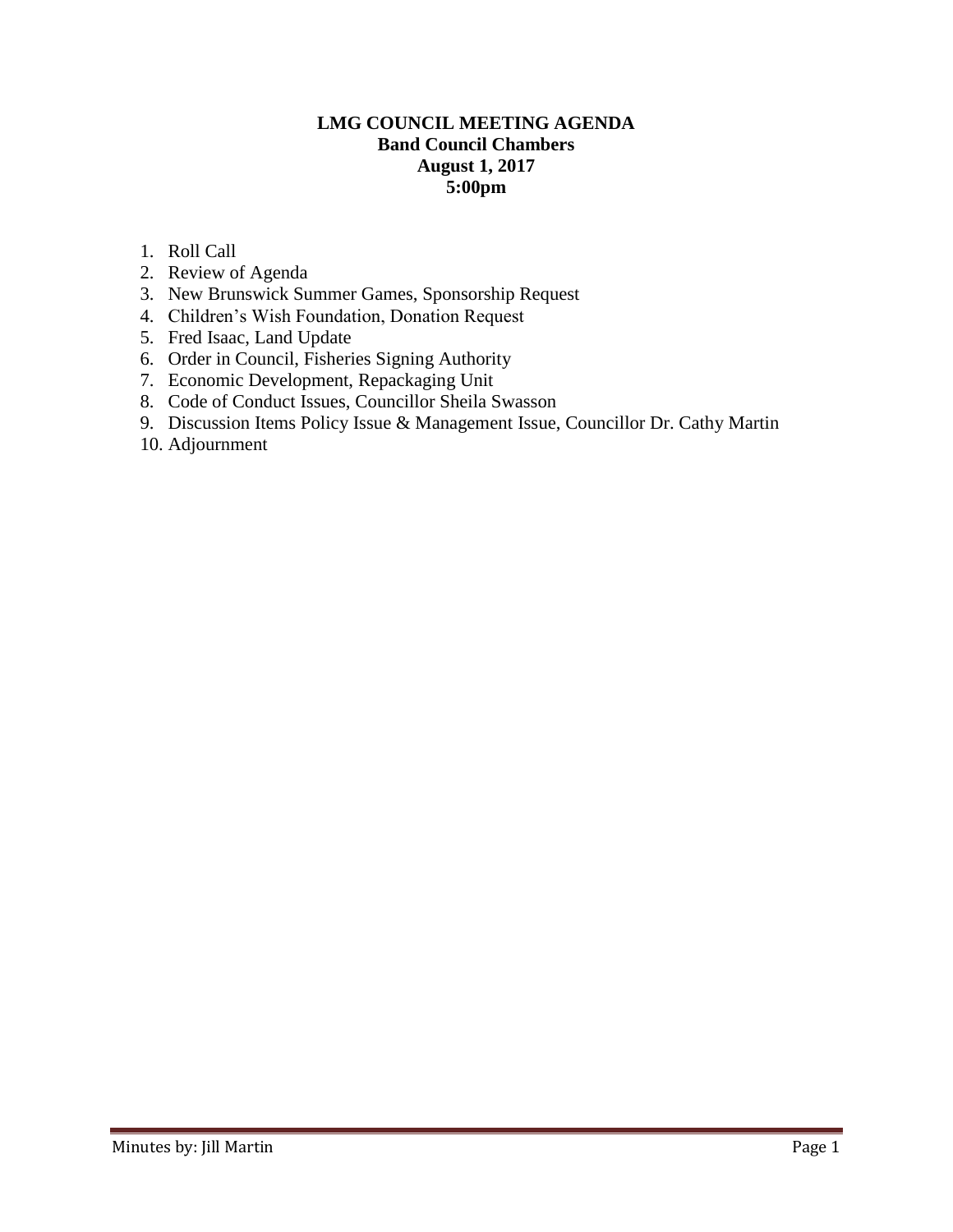# LMG COUNCIL MEETING AGENDA

**Band Council Chambers**
**August 1, 2017**
**5:00pm**

1. Roll Call
2. Review of Agenda
3. New Brunswick Summer Games, Sponsorship Request
4. Children's Wish Foundation, Donation Request
5. Fred Isaac, Land Update
6. Order in Council, Fisheries Signing Authority
7. Economic Development, Repackaging Unit
8. Code of Conduct Issues, Councillor Sheila Swasson
9. Discussion Items Policy Issue & Management Issue, Councillor Dr. Cathy Martin
10. Adjournment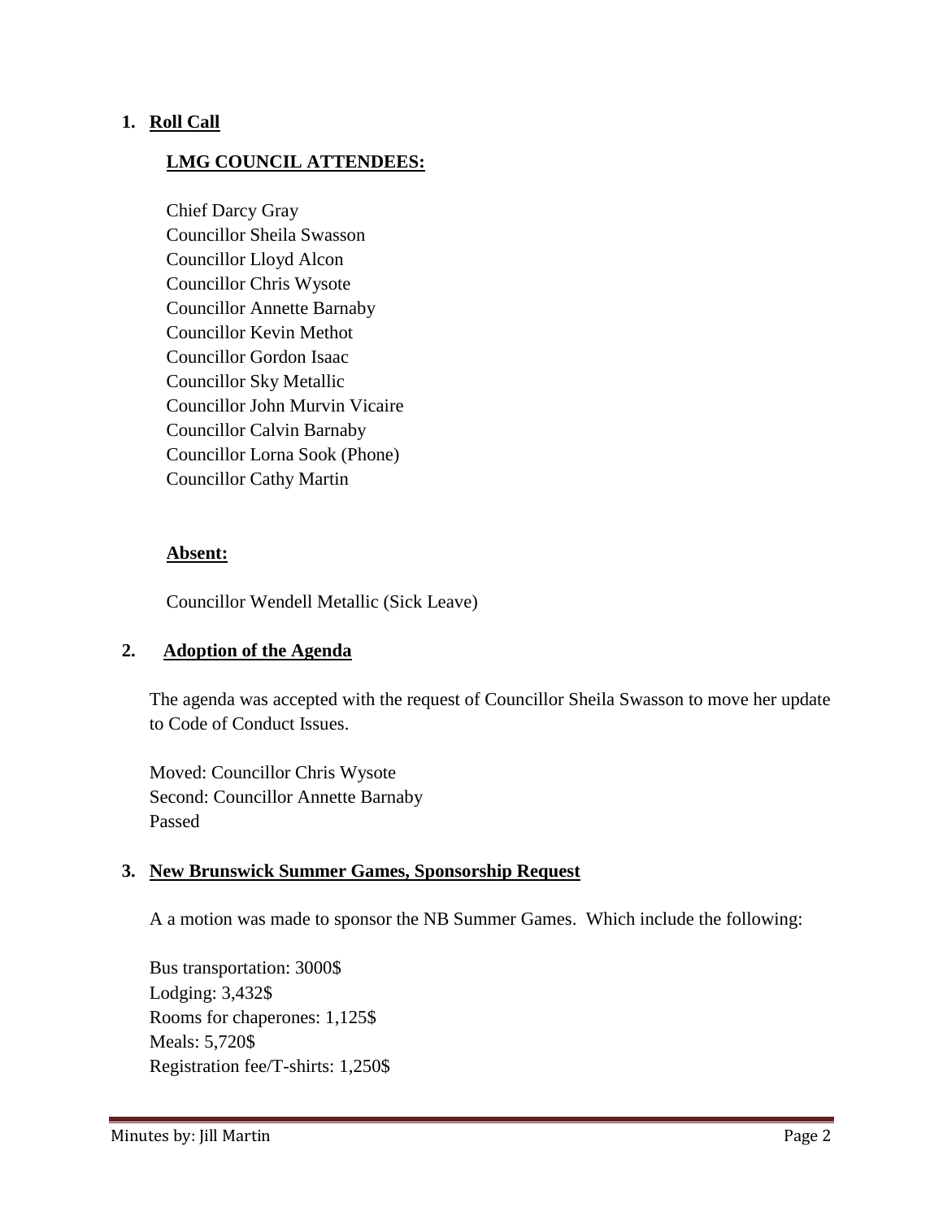1. **Roll Call**

   **LMG COUNCIL ATTENDEES:**

   Chief Darcy Gray
   Councillor Sheila Swasson
   Councillor Lloyd Alcon
   Councillor Chris Wysote
   Councillor Annette Barnaby
   Councillor Kevin Methot
   Councillor Gordon Isaac
   Councillor Sky Metallic
   Councillor John Murvin Vicaire
   Councillor Calvin Barnaby
   Councillor Lorna Sook (Phone)
   Councillor Cathy Martin

   **Absent:**

   Councillor Wendell Metallic (Sick Leave)

2. **Adoption of the Agenda**

   The agenda was accepted with the request of Councillor Sheila Swasson to move her update to Code of Conduct Issues.

   Moved: Councillor Chris Wysote
   Second: Councillor Annette Barnaby
   Passed

3. **New Brunswick Summer Games, Sponsorship Request**

   A a motion was made to sponsor the NB Summer Games. Which include the following:

   Bus transportation: 3000$
   Lodging: 3,432$
   Rooms for chaperones: 1,125$
   Meals: 5,720$
   Registration fee/T-shirts: 1,250$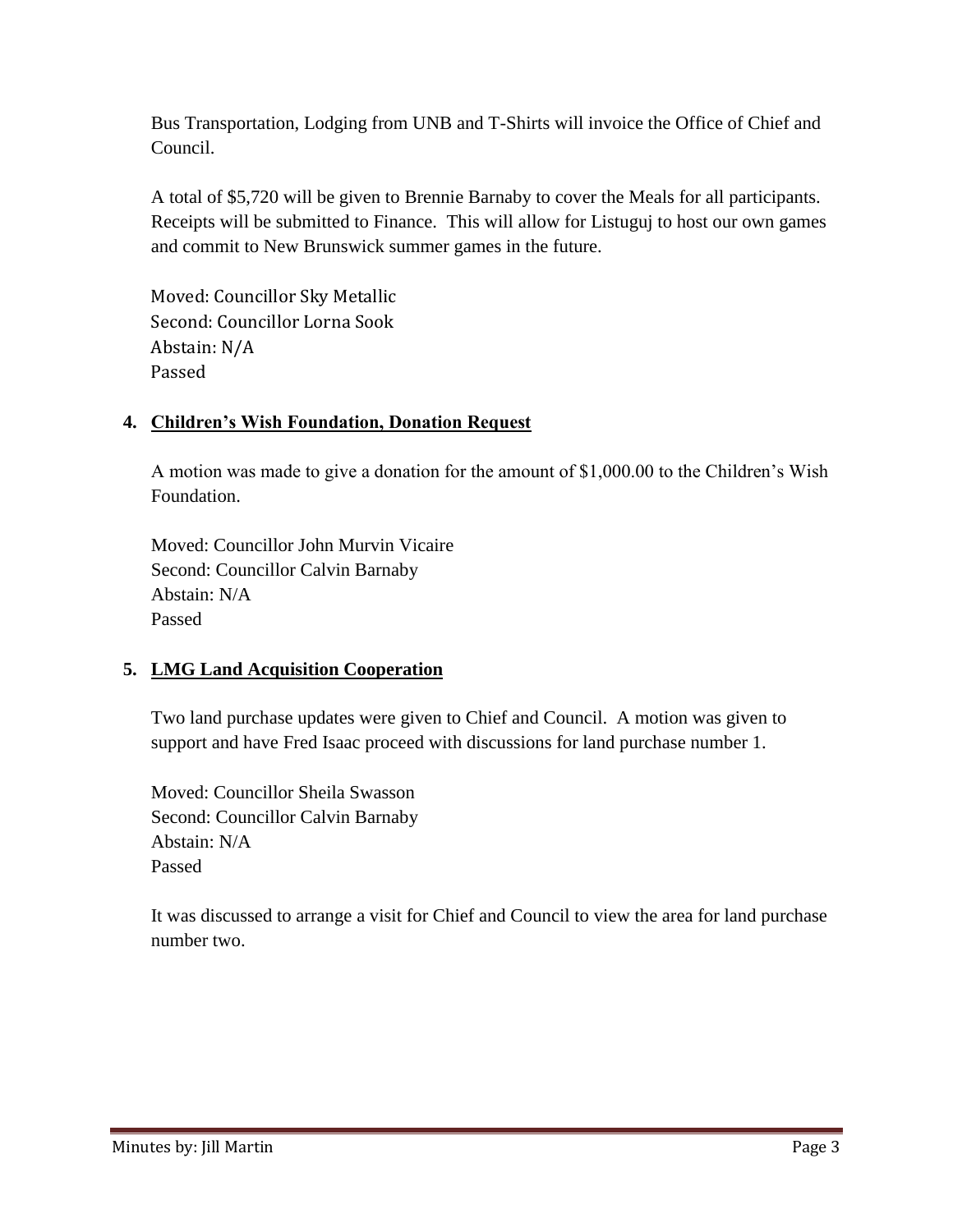Bus Transportation, Lodging from UNB and T-Shirts will invoice the Office of Chief and Council.

A total of $5,720 will be given to Brennie Barnaby to cover the Meals for all participants. Receipts will be submitted to Finance. This will allow for Listuguj to host our own games and commit to New Brunswick summer games in the future.

Moved: Councillor Sky Metallic
Second: Councillor Lorna Sook
Abstain: N/A
Passed

4. **Children's Wish Foundation, Donation Request**

A motion was made to give a donation for the amount of $1,000.00 to the Children's Wish Foundation.

Moved: Councillor John Murvin Vicaire
Second: Councillor Calvin Barnaby
Abstain: N/A
Passed

5. **LMG Land Acquisition Cooperation**

Two land purchase updates were given to Chief and Council. A motion was given to support and have Fred Isaac proceed with discussions for land purchase number 1.

Moved: Councillor Sheila Swasson
Second: Councillor Calvin Barnaby
Abstain: N/A
Passed

It was discussed to arrange a visit for Chief and Council to view the area for land purchase number two.

Minutes by: Jill Martin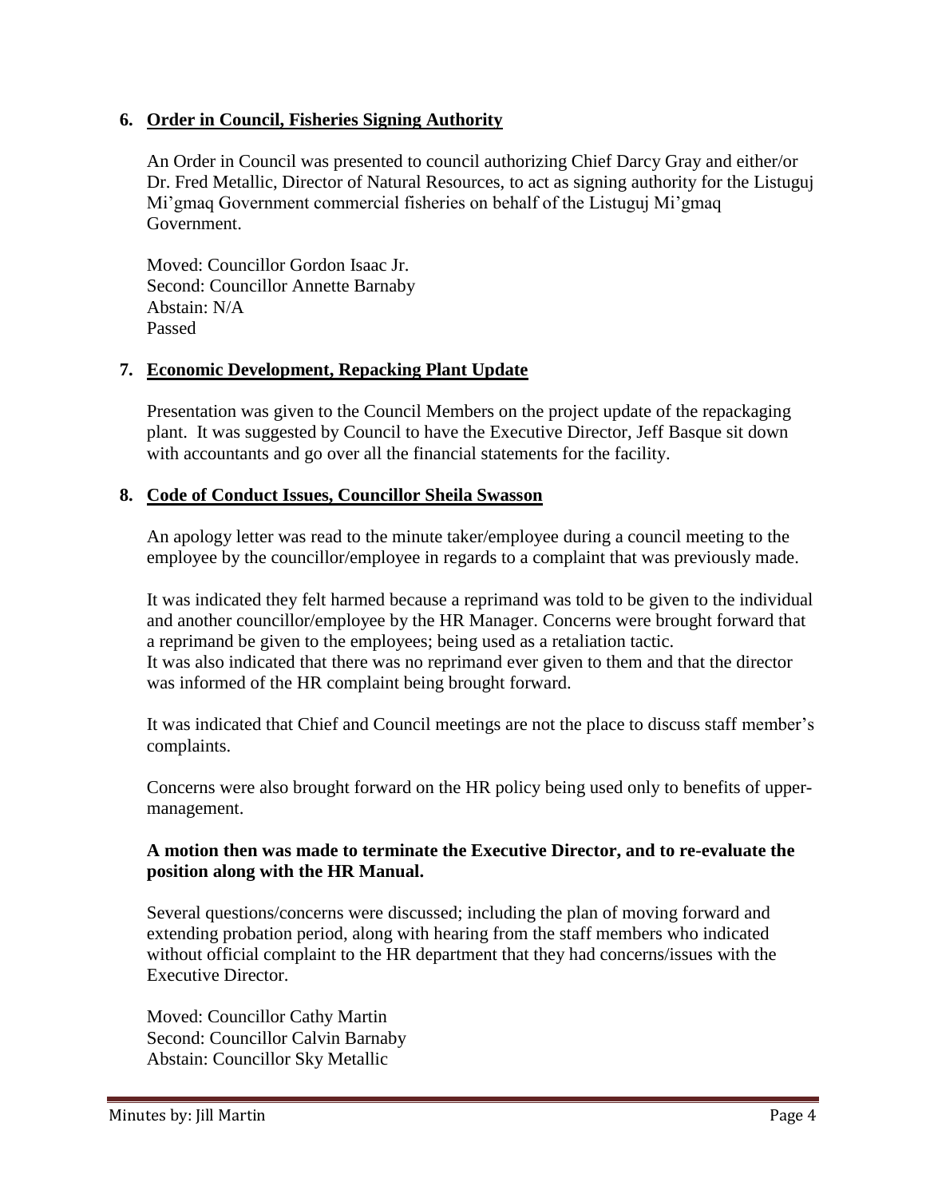### 6. Order in Council, Fisheries Signing Authority

An Order in Council was presented to council authorizing Chief Darcy Gray and either/or Dr. Fred Metallic, Director of Natural Resources, to act as signing authority for the Listuguj Mi'gmaq Government commercial fisheries on behalf of the Listuguj Mi'gmaq Government.

Moved: Councillor Gordon Isaac Jr.
Second: Councillor Annette Barnaby
Abstain: N/A
Passed

### 7. Economic Development, Repacking Plant Update

Presentation was given to the Council Members on the project update of the repackaging plant. It was suggested by Council to have the Executive Director, Jeff Basque sit down with accountants and go over all the financial statements for the facility.

### 8. Code of Conduct Issues, Councillor Sheila Swasson

An apology letter was read to the minute taker/employee during a council meeting to the employee by the councillor/employee in regards to a complaint that was previously made.

It was indicated they felt harmed because a reprimand was told to be given to the individual and another councillor/employee by the HR Manager. Concerns were brought forward that a reprimand be given to the employees; being used as a retaliation tactic.
It was also indicated that there was no reprimand ever given to them and that the director was informed of the HR complaint being brought forward.

It was indicated that Chief and Council meetings are not the place to discuss staff member's complaints.

Concerns were also brought forward on the HR policy being used only to benefits of upper-management.

**A motion then was made to terminate the Executive Director, and to re-evaluate the position along with the HR Manual.**

Several questions/concerns were discussed; including the plan of moving forward and extending probation period, along with hearing from the staff members who indicated without official complaint to the HR department that they had concerns/issues with the Executive Director.

Moved: Councillor Cathy Martin
Second: Councillor Calvin Barnaby
Abstain: Councillor Sky Metallic

Minutes by: Jill Martin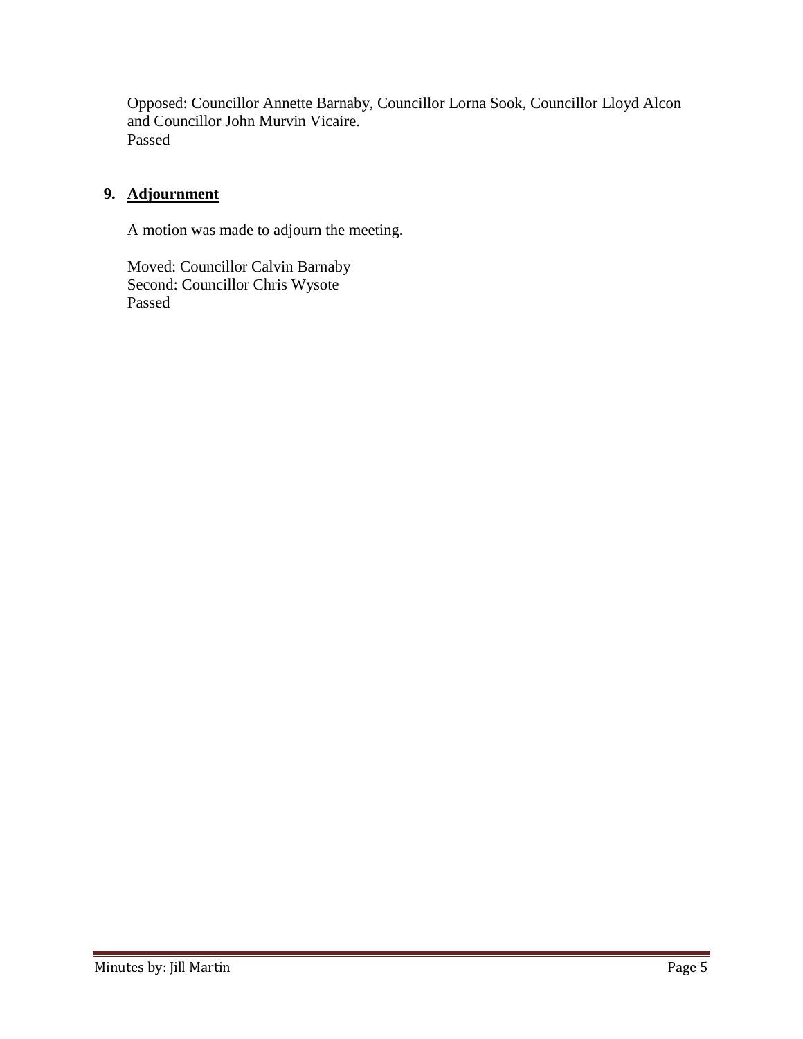Opposed: Councillor Annette Barnaby, Councillor Lorna Sook, Councillor Lloyd Alcon and Councillor John Murvin Vicaire.
Passed

## 9. Adjournment

A motion was made to adjourn the meeting.

Moved: Councillor Calvin Barnaby
Second: Councillor Chris Wysote
Passed